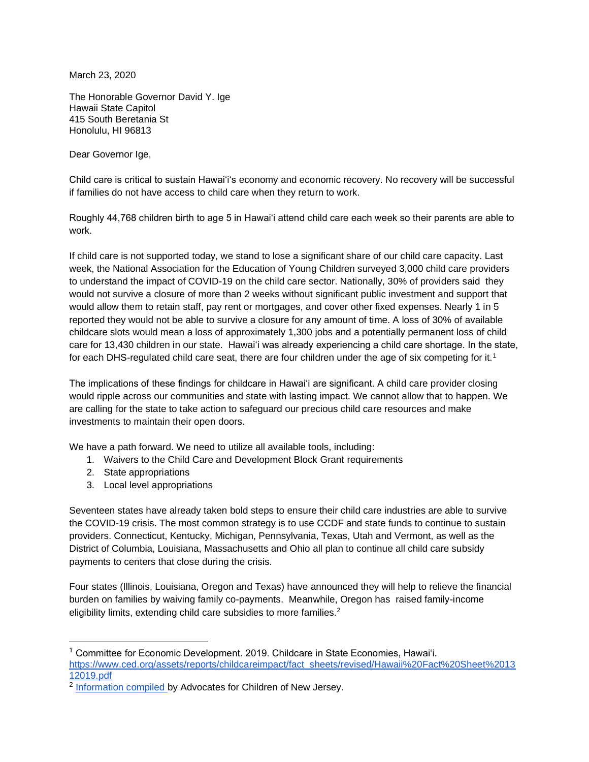March 23, 2020

The Honorable Governor David Y. Ige
Hawaii State Capitol
415 South Beretania St
Honolulu, HI 96813

Dear Governor Ige,

Child care is critical to sustain Hawaiʻi's economy and economic recovery. No recovery will be successful if families do not have access to child care when they return to work.

Roughly 44,768 children birth to age 5 in Hawaiʻi attend child care each week so their parents are able to work.

If child care is not supported today, we stand to lose a significant share of our child care capacity. Last week, the National Association for the Education of Young Children surveyed 3,000 child care providers to understand the impact of COVID-19 on the child care sector. Nationally, 30% of providers said they would not survive a closure of more than 2 weeks without significant public investment and support that would allow them to retain staff, pay rent or mortgages, and cover other fixed expenses. Nearly 1 in 5 reported they would not be able to survive a closure for any amount of time. A loss of 30% of available childcare slots would mean a loss of approximately 1,300 jobs and a potentially permanent loss of child care for 13,430 children in our state. Hawaiʻi was already experiencing a child care shortage. In the state, for each DHS-regulated child care seat, there are four children under the age of six competing for it.[1]

The implications of these findings for childcare in Hawaiʻi are significant. A child care provider closing would ripple across our communities and state with lasting impact. We cannot allow that to happen. We are calling for the state to take action to safeguard our precious child care resources and make investments to maintain their open doors.

We have a path forward. We need to utilize all available tools, including:

1. Waivers to the Child Care and Development Block Grant requirements
2. State appropriations
3. Local level appropriations

Seventeen states have already taken bold steps to ensure their child care industries are able to survive the COVID-19 crisis. The most common strategy is to use CCDF and state funds to continue to sustain providers. Connecticut, Kentucky, Michigan, Pennsylvania, Texas, Utah and Vermont, as well as the District of Columbia, Louisiana, Massachusetts and Ohio all plan to continue all child care subsidy payments to centers that close during the crisis.

Four states (Illinois, Louisiana, Oregon and Texas) have announced they will help to relieve the financial burden on families by waiving family co-payments. Meanwhile, Oregon has raised family-income eligibility limits, extending child care subsidies to more families.[2]

---

[1] Committee for Economic Development. 2019. Childcare in State Economies, Hawaiʻi. https://www.ced.org/assets/reports/childcareimpact/fact_sheets/revised/Hawaii%20Fact%20Sheet%201312019.pdf

[2] Information compiled by Advocates for Children of New Jersey.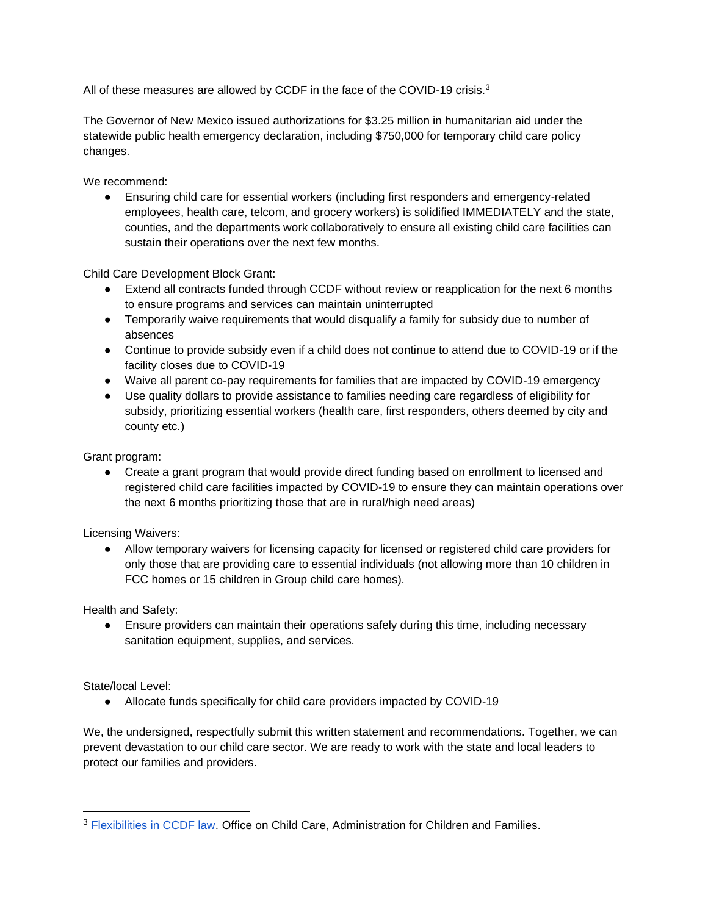All of these measures are allowed by CCDF in the face of the COVID-19 crisis.[3]

The Governor of New Mexico issued authorizations for $3.25 million in humanitarian aid under the statewide public health emergency declaration, including $750,000 for temporary child care policy changes.

We recommend:

- Ensuring child care for essential workers (including first responders and emergency-related employees, health care, telcom, and grocery workers) is solidified IMMEDIATELY and the state, counties, and the departments work collaboratively to ensure all existing child care facilities can sustain their operations over the next few months.

Child Care Development Block Grant:

- Extend all contracts funded through CCDF without review or reapplication for the next 6 months to ensure programs and services can maintain uninterrupted
- Temporarily waive requirements that would disqualify a family for subsidy due to number of absences
- Continue to provide subsidy even if a child does not continue to attend due to COVID-19 or if the facility closes due to COVID-19
- Waive all parent co-pay requirements for families that are impacted by COVID-19 emergency
- Use quality dollars to provide assistance to families needing care regardless of eligibility for subsidy, prioritizing essential workers (health care, first responders, others deemed by city and county etc.)

Grant program:

- Create a grant program that would provide direct funding based on enrollment to licensed and registered child care facilities impacted by COVID-19 to ensure they can maintain operations over the next 6 months prioritizing those that are in rural/high need areas)

Licensing Waivers:

- Allow temporary waivers for licensing capacity for licensed or registered child care providers for only those that are providing care to essential individuals (not allowing more than 10 children in FCC homes or 15 children in Group child care homes).

Health and Safety:

- Ensure providers can maintain their operations safely during this time, including necessary sanitation equipment, supplies, and services.

State/local Level:

- Allocate funds specifically for child care providers impacted by COVID-19

We, the undersigned, respectfully submit this written statement and recommendations. Together, we can prevent devastation to our child care sector. We are ready to work with the state and local leaders to protect our families and providers.

---

[3] Flexibilities in CCDF law. Office on Child Care, Administration for Children and Families.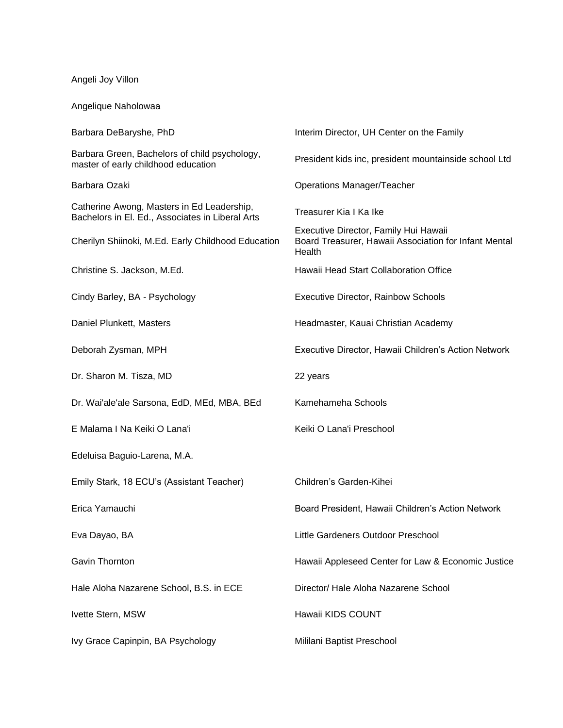| | |
|---|---|
| Angeli Joy Villon | |
| Angelique Naholowaa | |
| Barbara DeBaryshe, PhD | Interim Director, UH Center on the Family |
| Barbara Green, Bachelors of child psychology, master of early childhood education | President kids inc, president mountainside school Ltd |
| Barbara Ozaki | Operations Manager/Teacher |
| Catherine Awong, Masters in Ed Leadership, Bachelors in El. Ed., Associates in Liberal Arts | Treasurer Kia I Ka Ike |
| Cherilyn Shiinoki, M.Ed. Early Childhood Education | Executive Director, Family Hui Hawaii<br>Board Treasurer, Hawaii Association for Infant Mental Health |
| Christine S. Jackson, M.Ed. | Hawaii Head Start Collaboration Office |
| Cindy Barley, BA - Psychology | Executive Director, Rainbow Schools |
| Daniel Plunkett, Masters | Headmaster, Kauai Christian Academy |
| Deborah Zysman, MPH | Executive Director, Hawaii Children's Action Network |
| Dr. Sharon M. Tisza, MD | 22 years |
| Dr. Wai'ale'ale Sarsona, EdD, MEd, MBA, BEd | Kamehameha Schools |
| E Malama I Na Keiki O Lana'i | Keiki O Lana'i Preschool |
| Edeluisa Baguio-Larena, M.A. | |
| Emily Stark, 18 ECU's (Assistant Teacher) | Children's Garden-Kihei |
| Erica Yamauchi | Board President, Hawaii Children's Action Network |
| Eva Dayao, BA | Little Gardeners Outdoor Preschool |
| Gavin Thornton | Hawaii Appleseed Center for Law & Economic Justice |
| Hale Aloha Nazarene School, B.S. in ECE | Director/ Hale Aloha Nazarene School |
| Ivette Stern, MSW | Hawaii KIDS COUNT |
| Ivy Grace Capinpin, BA Psychology | Mililani Baptist Preschool |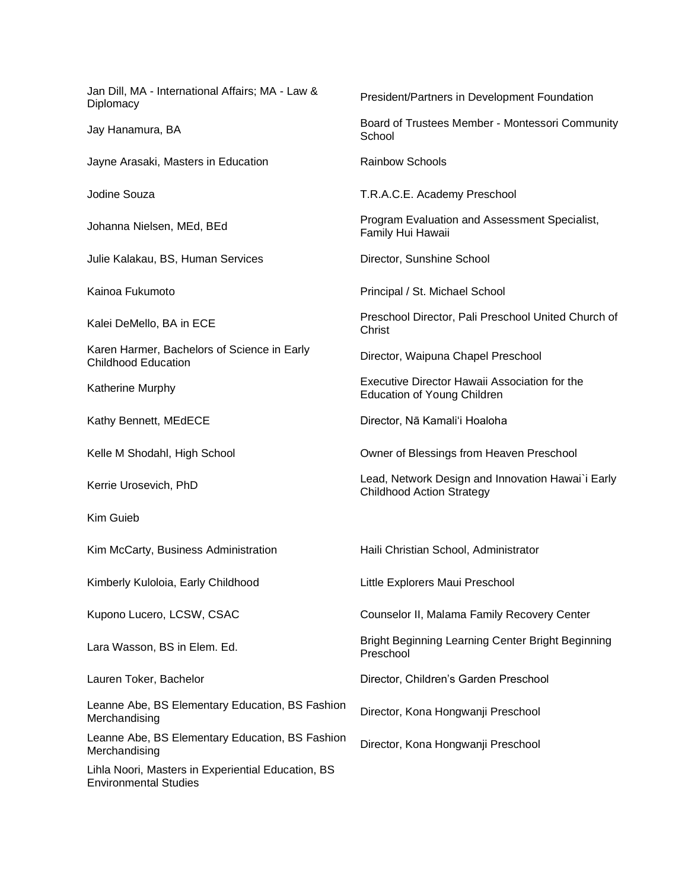| | |
|---|---|
| Jan Dill, MA - International Affairs; MA - Law & Diplomacy | President/Partners in Development Foundation |
| Jay Hanamura, BA | Board of Trustees Member - Montessori Community School |
| Jayne Arasaki, Masters in Education | Rainbow Schools |
| Jodine Souza | T.R.A.C.E. Academy Preschool |
| Johanna Nielsen, MEd, BEd | Program Evaluation and Assessment Specialist, Family Hui Hawaii |
| Julie Kalakau, BS, Human Services | Director, Sunshine School |
| Kainoa Fukumoto | Principal / St. Michael School |
| Kalei DeMello, BA in ECE | Preschool Director, Pali Preschool United Church of Christ |
| Karen Harmer, Bachelors of Science in Early Childhood Education | Director, Waipuna Chapel Preschool |
| Katherine Murphy | Executive Director Hawaii Association for the Education of Young Children |
| Kathy Bennett, MEdECE | Director, Nā Kamaliʻi Hoaloha |
| Kelle M Shodahl, High School | Owner of Blessings from Heaven Preschool |
| Kerrie Urosevich, PhD | Lead, Network Design and Innovation Hawai`i Early Childhood Action Strategy |
| Kim Guieb | |
| Kim McCarty, Business Administration | Haili Christian School, Administrator |
| Kimberly Kuloloia, Early Childhood | Little Explorers Maui Preschool |
| Kupono Lucero, LCSW, CSAC | Counselor II, Malama Family Recovery Center |
| Lara Wasson, BS in Elem. Ed. | Bright Beginning Learning Center Bright Beginning Preschool |
| Lauren Toker, Bachelor | Director, Children's Garden Preschool |
| Leanne Abe, BS Elementary Education, BS Fashion Merchandising | Director, Kona Hongwanji Preschool |
| Leanne Abe, BS Elementary Education, BS Fashion Merchandising | Director, Kona Hongwanji Preschool |
| Lihla Noori, Masters in Experiential Education, BS Environmental Studies | |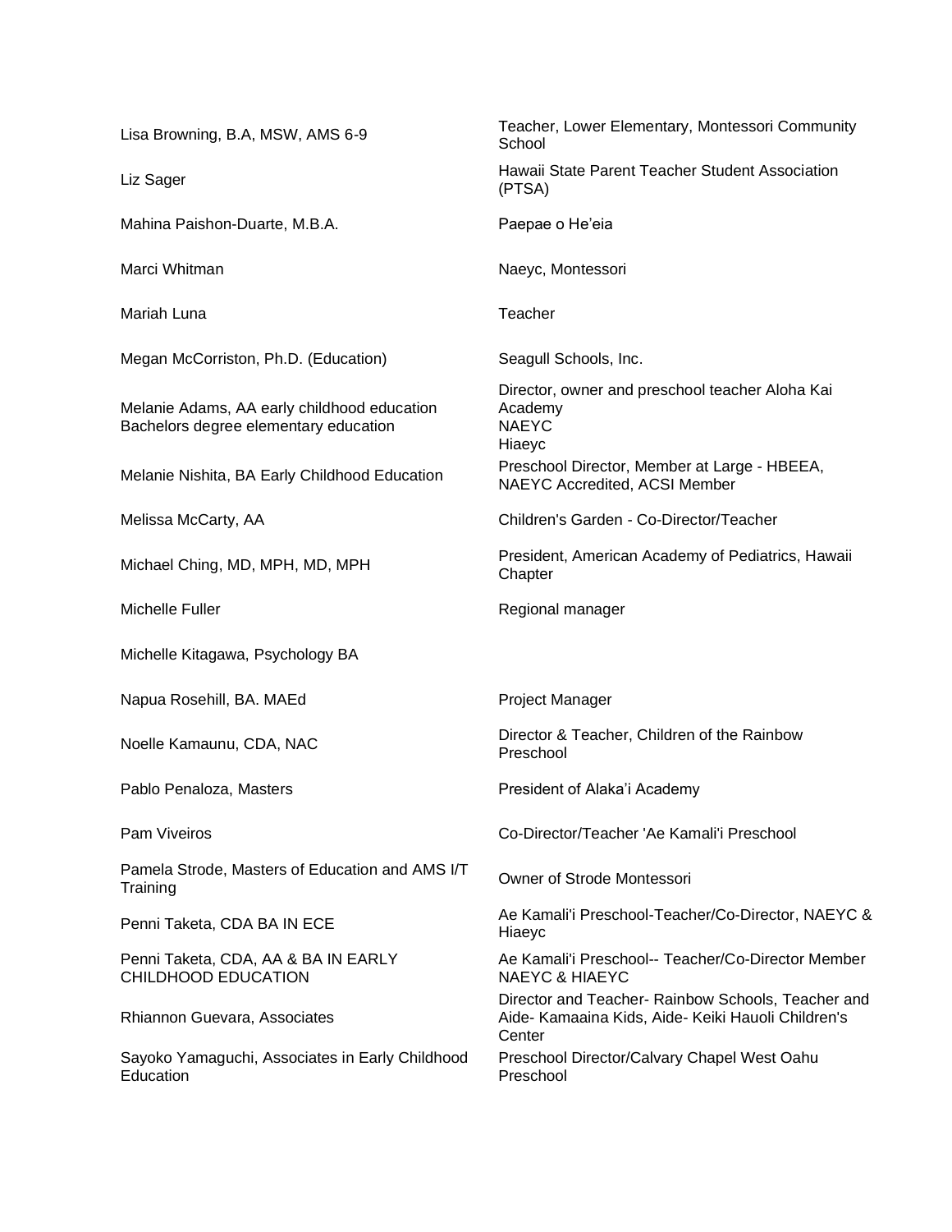| | |
|---|---|
| Lisa Browning, B.A, MSW, AMS 6-9 | Teacher, Lower Elementary, Montessori Community School |
| Liz Sager | Hawaii State Parent Teacher Student Association (PTSA) |
| Mahina Paishon-Duarte, M.B.A. | Paepae o He'eia |
| Marci Whitman | Naeyc, Montessori |
| Mariah Luna | Teacher |
| Megan McCorriston, Ph.D. (Education) | Seagull Schools, Inc. |
| Melanie Adams, AA early childhood education Bachelors degree elementary education | Director, owner and preschool teacher Aloha Kai Academy<br>NAEYC<br>Hiaeyc |
| Melanie Nishita, BA Early Childhood Education | Preschool Director, Member at Large - HBEEA, NAEYC Accredited, ACSI Member |
| Melissa McCarty, AA | Children's Garden - Co-Director/Teacher |
| Michael Ching, MD, MPH, MD, MPH | President, American Academy of Pediatrics, Hawaii Chapter |
| Michelle Fuller | Regional manager |
| Michelle Kitagawa, Psychology BA | |
| Napua Rosehill, BA. MAEd | Project Manager |
| Noelle Kamaunu, CDA, NAC | Director & Teacher, Children of the Rainbow Preschool |
| Pablo Penaloza, Masters | President of Alaka'i Academy |
| Pam Viveiros | Co-Director/Teacher 'Ae Kamali'i Preschool |
| Pamela Strode, Masters of Education and AMS I/T Training | Owner of Strode Montessori |
| Penni Taketa, CDA BA IN ECE | Ae Kamali'i Preschool-Teacher/Co-Director, NAEYC & Hiaeyc |
| Penni Taketa, CDA, AA & BA IN EARLY CHILDHOOD EDUCATION | Ae Kamali'i Preschool-- Teacher/Co-Director Member NAEYC & HIAEYC |
| Rhiannon Guevara, Associates | Director and Teacher- Rainbow Schools, Teacher and Aide- Kamaaina Kids, Aide- Keiki Hauoli Children's Center |
| Sayoko Yamaguchi, Associates in Early Childhood Education | Preschool Director/Calvary Chapel West Oahu Preschool |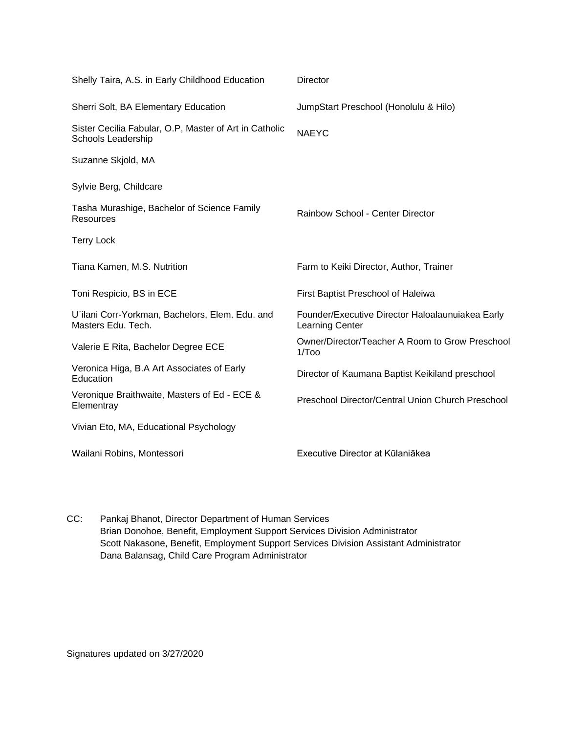| | |
|---|---|
| Shelly Taira, A.S. in Early Childhood Education | Director |
| Sherri Solt, BA Elementary Education | JumpStart Preschool (Honolulu & Hilo) |
| Sister Cecilia Fabular, O.P, Master of Art in Catholic Schools Leadership | NAEYC |
| Suzanne Skjold, MA | |
| Sylvie Berg, Childcare | |
| Tasha Murashige, Bachelor of Science Family Resources | Rainbow School - Center Director |
| Terry Lock | |
| Tiana Kamen, M.S. Nutrition | Farm to Keiki Director, Author, Trainer |
| Toni Respicio, BS in ECE | First Baptist Preschool of Haleiwa |
| U`ilani Corr-Yorkman, Bachelors, Elem. Edu. and Masters Edu. Tech. | Founder/Executive Director Haloalaunuiakea Early Learning Center |
| Valerie E Rita, Bachelor Degree ECE | Owner/Director/Teacher A Room to Grow Preschool 1/Too |
| Veronica Higa, B.A Art Associates of Early Education | Director of Kaumana Baptist Keikiland preschool |
| Veronique Braithwaite, Masters of Ed - ECE & Elementray | Preschool Director/Central Union Church Preschool |
| Vivian Eto, MA, Educational Psychology | |
| Wailani Robins, Montessori | Executive Director at Kūlaniākea |

CC: Pankaj Bhanot, Director Department of Human Services
Brian Donohoe, Benefit, Employment Support Services Division Administrator
Scott Nakasone, Benefit, Employment Support Services Division Assistant Administrator
Dana Balansag, Child Care Program Administrator

Signatures updated on 3/27/2020